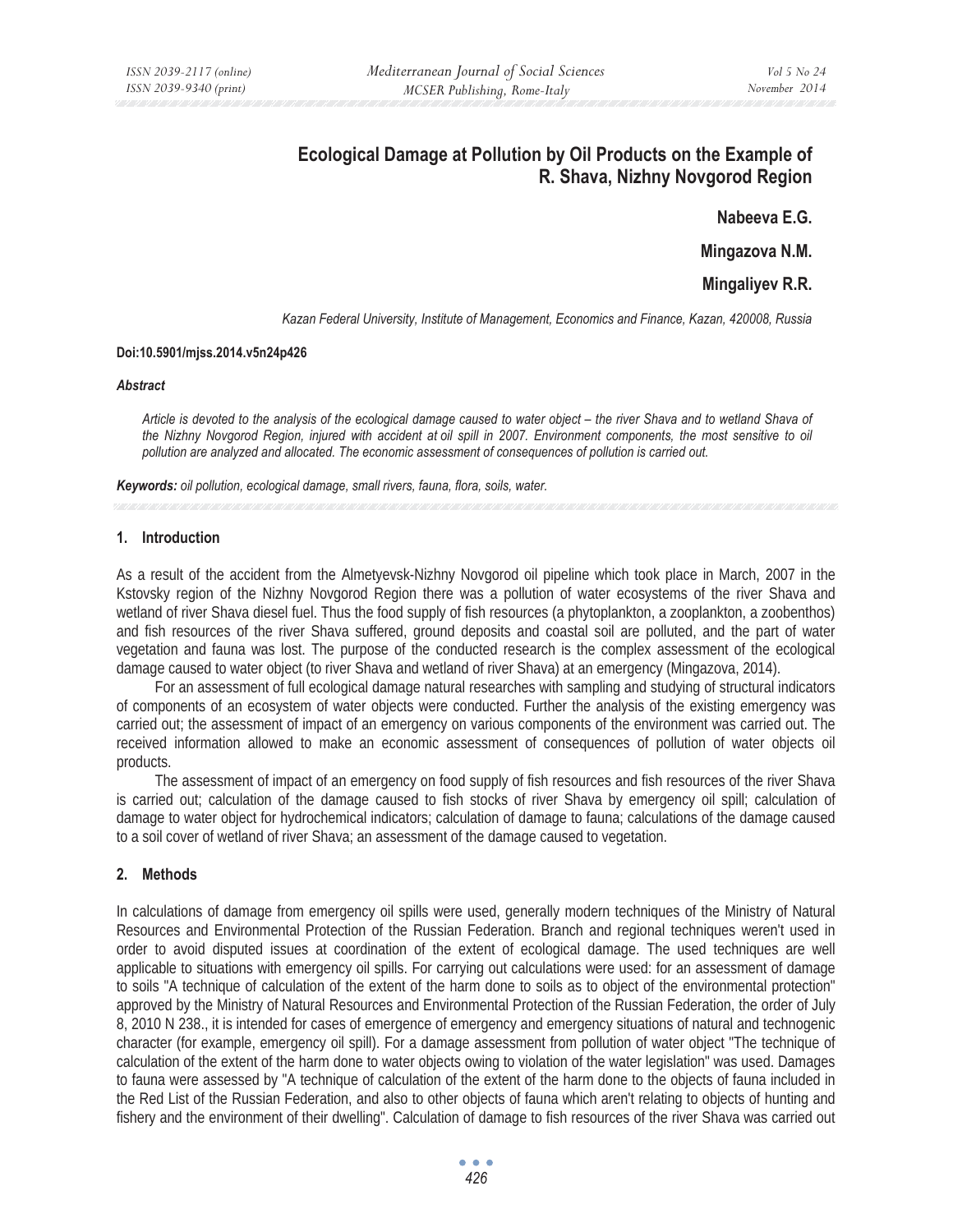# Ecological Damage at Pollution by Oil Products on the Example of R. Shava, Nizhny Novgorod Region

**Nabeeva E.G.**

**Mingazova N.M.**

**Mingaliyev R.R.**

*Kazan Federal University, Institute of Management, Economics and Finance, Kazan, 420008, Russia*

**Doi:10.5901/mjss.2014.v5n24p426**

***Abstract***

*Article is devoted to the analysis of the ecological damage caused to water object – the river Shava and to wetland Shava of the Nizhny Novgorod Region, injured with accident at oil spill in 2007. Environment components, the most sensitive to oil pollution are analyzed and allocated. The economic assessment of consequences of pollution is carried out.*

***Keywords:*** *oil pollution, ecological damage, small rivers, fauna, flora, soils, water.*

## 1. Introduction

As a result of the accident from the Almetyevsk-Nizhny Novgorod oil pipeline which took place in March, 2007 in the Kstovsky region of the Nizhny Novgorod Region there was a pollution of water ecosystems of the river Shava and wetland of river Shava diesel fuel. Thus the food supply of fish resources (a phytoplankton, a zooplankton, a zoobenthos) and fish resources of the river Shava suffered, ground deposits and coastal soil are polluted, and the part of water vegetation and fauna was lost. The purpose of the conducted research is the complex assessment of the ecological damage caused to water object (to river Shava and wetland of river Shava) at an emergency (Mingazova, 2014).

For an assessment of full ecological damage natural researches with sampling and studying of structural indicators of components of an ecosystem of water objects were conducted. Further the analysis of the existing emergency was carried out; the assessment of impact of an emergency on various components of the environment was carried out. The received information allowed to make an economic assessment of consequences of pollution of water objects oil products.

The assessment of impact of an emergency on food supply of fish resources and fish resources of the river Shava is carried out; calculation of the damage caused to fish stocks of river Shava by emergency oil spill; calculation of damage to water object for hydrochemical indicators; calculation of damage to fauna; calculations of the damage caused to a soil cover of wetland of river Shava; an assessment of the damage caused to vegetation.

## 2. Methods

In calculations of damage from emergency oil spills were used, generally modern techniques of the Ministry of Natural Resources and Environmental Protection of the Russian Federation. Branch and regional techniques weren't used in order to avoid disputed issues at coordination of the extent of ecological damage. The used techniques are well applicable to situations with emergency oil spills. For carrying out calculations were used: for an assessment of damage to soils "A technique of calculation of the extent of the harm done to soils as to object of the environmental protection" approved by the Ministry of Natural Resources and Environmental Protection of the Russian Federation, the order of July 8, 2010 N 238., it is intended for cases of emergence of emergency and emergency situations of natural and technogenic character (for example, emergency oil spill). For a damage assessment from pollution of water object "The technique of calculation of the extent of the harm done to water objects owing to violation of the water legislation" was used. Damages to fauna were assessed by "A technique of calculation of the extent of the harm done to the objects of fauna included in the Red List of the Russian Federation, and also to other objects of fauna which aren't relating to objects of hunting and fishery and the environment of their dwelling". Calculation of damage to fish resources of the river Shava was carried out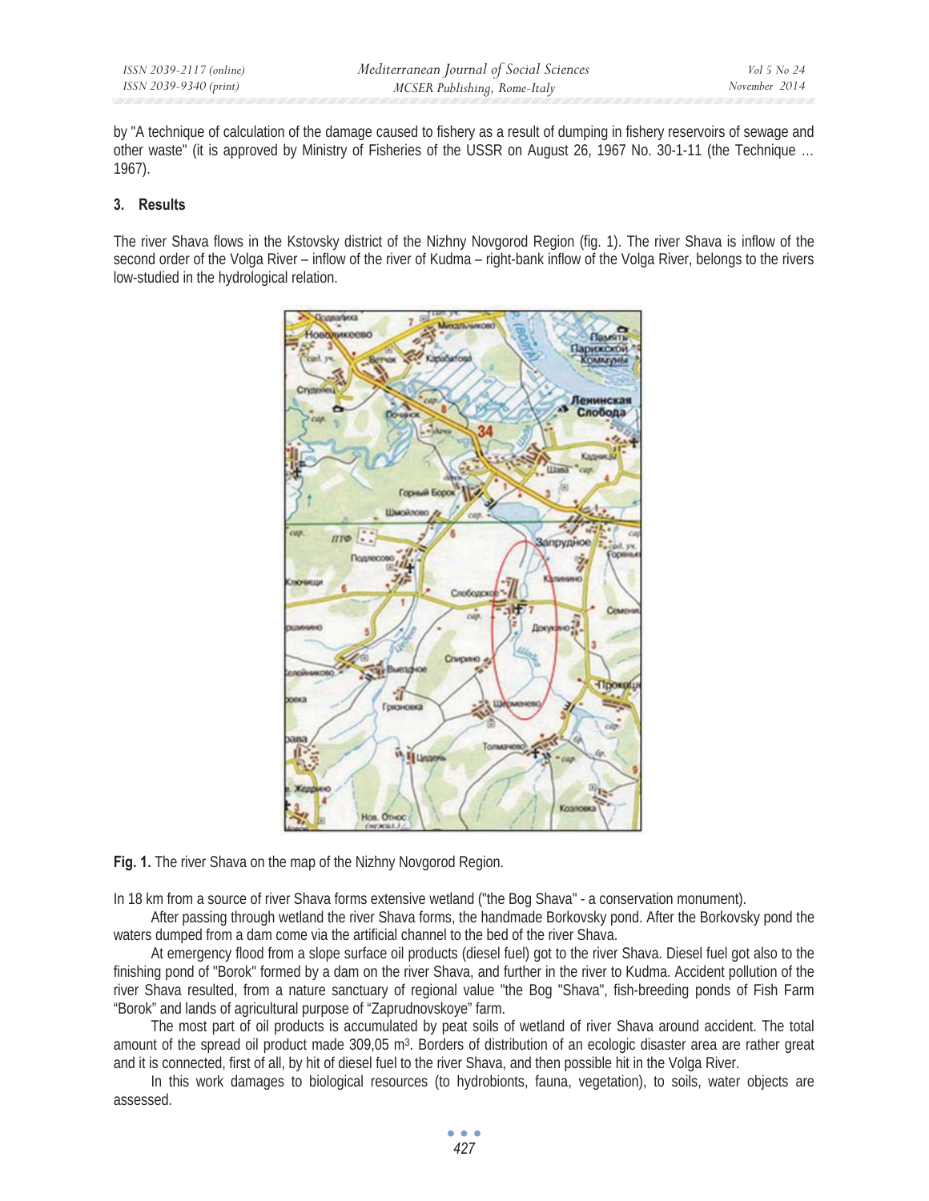by "A technique of calculation of the damage caused to fishery as a result of dumping in fishery reservoirs of sewage and other waste" (it is approved by Ministry of Fisheries of the USSR on August 26, 1967 No. 30-1-11 (the Technique … 1967).

### 3. Results

The river Shava flows in the Kstovsky district of the Nizhny Novgorod Region (fig. 1). The river Shava is inflow of the second order of the Volga River – inflow of the river of Kudma – right-bank inflow of the Volga River, belongs to the rivers low-studied in the hydrological relation.

**Fig. 1.** The river Shava on the map of the Nizhny Novgorod Region.

In 18 km from a source of river Shava forms extensive wetland ("the Bog Shava" - a conservation monument).

After passing through wetland the river Shava forms, the handmade Borkovsky pond. After the Borkovsky pond the waters dumped from a dam come via the artificial channel to the bed of the river Shava.

At emergency flood from a slope surface oil products (diesel fuel) got to the river Shava. Diesel fuel got also to the finishing pond of "Borok" formed by a dam on the river Shava, and further in the river to Kudma. Accident pollution of the river Shava resulted, from a nature sanctuary of regional value "the Bog "Shava", fish-breeding ponds of Fish Farm "Borok" and lands of agricultural purpose of "Zaprudnovskoye" farm.

The most part of oil products is accumulated by peat soils of wetland of river Shava around accident. The total amount of the spread oil product made 309,05 $m^3$. Borders of distribution of an ecologic disaster area are rather great and it is connected, first of all, by hit of diesel fuel to the river Shava, and then possible hit in the Volga River.

In this work damages to biological resources (to hydrobionts, fauna, vegetation), to soils, water objects are assessed.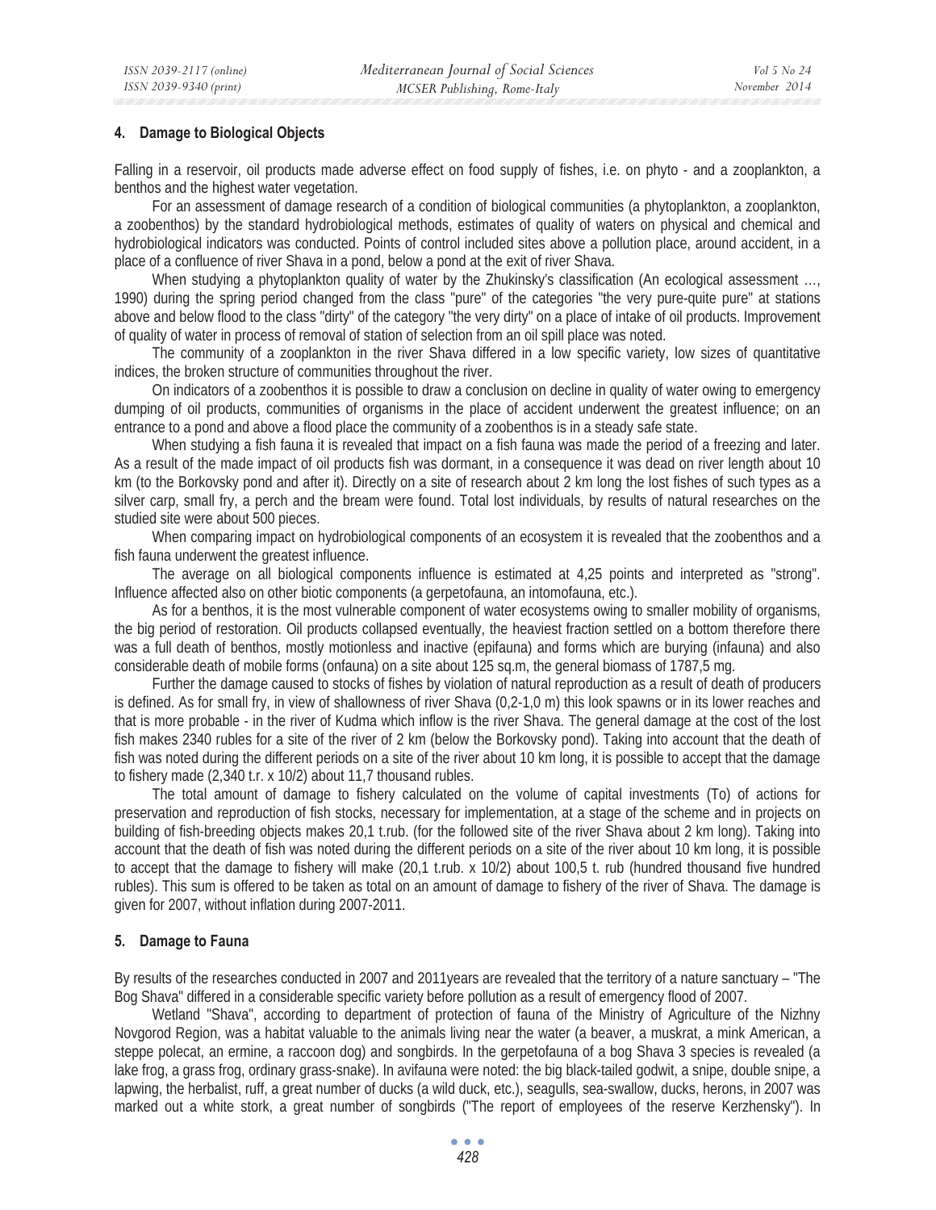## 4. Damage to Biological Objects

Falling in a reservoir, oil products made adverse effect on food supply of fishes, i.e. on phyto - and a zooplankton, a benthos and the highest water vegetation.

For an assessment of damage research of a condition of biological communities (a phytoplankton, a zooplankton, a zoobenthos) by the standard hydrobiological methods, estimates of quality of waters on physical and chemical and hydrobiological indicators was conducted. Points of control included sites above a pollution place, around accident, in a place of a confluence of river Shava in a pond, below a pond at the exit of river Shava.

When studying a phytoplankton quality of water by the Zhukinsky's classification (An ecological assessment …, 1990) during the spring period changed from the class "pure" of the categories "the very pure-quite pure" at stations above and below flood to the class "dirty" of the category "the very dirty" on a place of intake of oil products. Improvement of quality of water in process of removal of station of selection from an oil spill place was noted.

The community of a zooplankton in the river Shava differed in a low specific variety, low sizes of quantitative indices, the broken structure of communities throughout the river.

On indicators of a zoobenthos it is possible to draw a conclusion on decline in quality of water owing to emergency dumping of oil products, communities of organisms in the place of accident underwent the greatest influence; on an entrance to a pond and above a flood place the community of a zoobenthos is in a steady safe state.

When studying a fish fauna it is revealed that impact on a fish fauna was made the period of a freezing and later. As a result of the made impact of oil products fish was dormant, in a consequence it was dead on river length about 10 km (to the Borkovsky pond and after it). Directly on a site of research about 2 km long the lost fishes of such types as a silver carp, small fry, a perch and the bream were found. Total lost individuals, by results of natural researches on the studied site were about 500 pieces.

When comparing impact on hydrobiological components of an ecosystem it is revealed that the zoobenthos and a fish fauna underwent the greatest influence.

The average on all biological components influence is estimated at 4,25 points and interpreted as "strong". Influence affected also on other biotic components (a gerpetofauna, an intomofauna, etc.).

As for a benthos, it is the most vulnerable component of water ecosystems owing to smaller mobility of organisms, the big period of restoration. Oil products collapsed eventually, the heaviest fraction settled on a bottom therefore there was a full death of benthos, mostly motionless and inactive (epifauna) and forms which are burying (infauna) and also considerable death of mobile forms (onfauna) on a site about 125 sq.m, the general biomass of 1787,5 mg.

Further the damage caused to stocks of fishes by violation of natural reproduction as a result of death of producers is defined. As for small fry, in view of shallowness of river Shava (0,2-1,0 m) this look spawns or in its lower reaches and that is more probable - in the river of Kudma which inflow is the river Shava. The general damage at the cost of the lost fish makes 2340 rubles for a site of the river of 2 km (below the Borkovsky pond). Taking into account that the death of fish was noted during the different periods on a site of the river about 10 km long, it is possible to accept that the damage to fishery made (2,340 t.r. x 10/2) about 11,7 thousand rubles.

The total amount of damage to fishery calculated on the volume of capital investments (To) of actions for preservation and reproduction of fish stocks, necessary for implementation, at a stage of the scheme and in projects on building of fish-breeding objects makes 20,1 t.rub. (for the followed site of the river Shava about 2 km long). Taking into account that the death of fish was noted during the different periods on a site of the river about 10 km long, it is possible to accept that the damage to fishery will make (20,1 t.rub. x 10/2) about 100,5 t. rub (hundred thousand five hundred rubles). This sum is offered to be taken as total on an amount of damage to fishery of the river of Shava. The damage is given for 2007, without inflation during 2007-2011.

## 5. Damage to Fauna

By results of the researches conducted in 2007 and 2011years are revealed that the territory of a nature sanctuary – "The Bog Shava" differed in a considerable specific variety before pollution as a result of emergency flood of 2007.

Wetland "Shava", according to department of protection of fauna of the Ministry of Agriculture of the Nizhny Novgorod Region, was a habitat valuable to the animals living near the water (a beaver, a muskrat, a mink American, a steppe polecat, an ermine, a raccoon dog) and songbirds. In the gerpetofauna of a bog Shava 3 species is revealed (a lake frog, a grass frog, ordinary grass-snake). In avifauna were noted: the big black-tailed godwit, a snipe, double snipe, a lapwing, the herbalist, ruff, a great number of ducks (a wild duck, etc.), seagulls, sea-swallow, ducks, herons, in 2007 was marked out a white stork, a great number of songbirds ("The report of employees of the reserve Kerzhensky"). In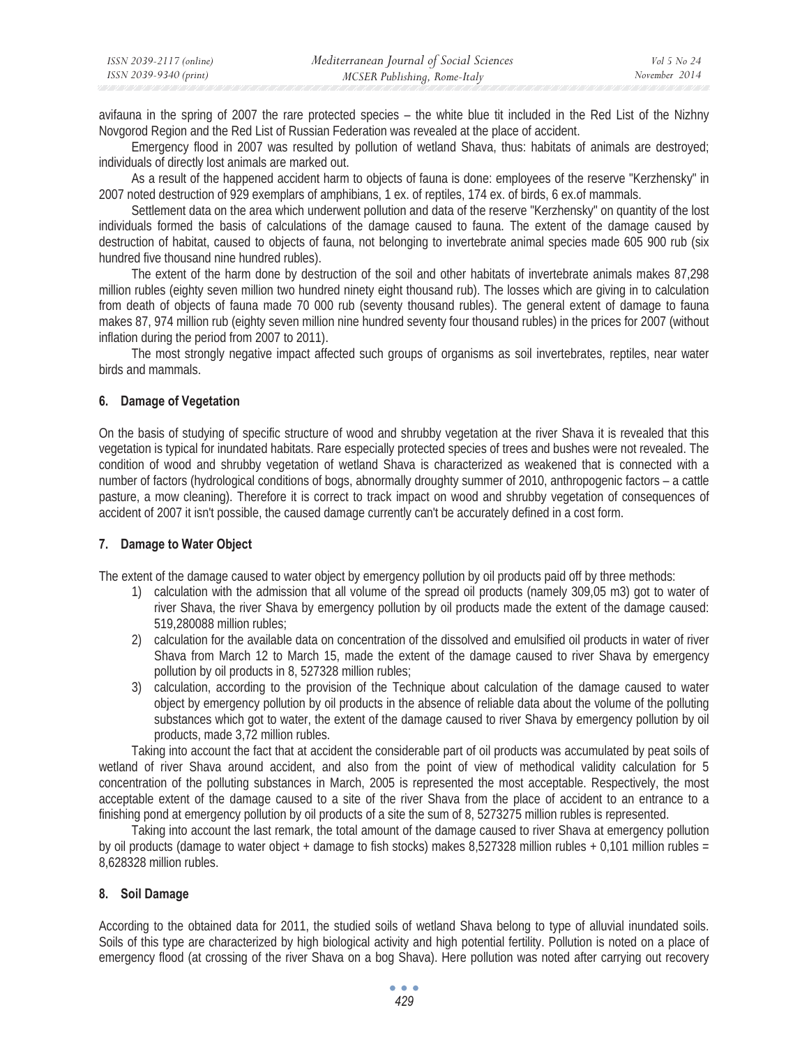avifauna in the spring of 2007 the rare protected species – the white blue tit included in the Red List of the Nizhny Novgorod Region and the Red List of Russian Federation was revealed at the place of accident.

Emergency flood in 2007 was resulted by pollution of wetland Shava, thus: habitats of animals are destroyed; individuals of directly lost animals are marked out.

As a result of the happened accident harm to objects of fauna is done: employees of the reserve "Kerzhensky" in 2007 noted destruction of 929 exemplars of amphibians, 1 ex. of reptiles, 174 ex. of birds, 6 ex.of mammals.

Settlement data on the area which underwent pollution and data of the reserve "Kerzhensky" on quantity of the lost individuals formed the basis of calculations of the damage caused to fauna. The extent of the damage caused by destruction of habitat, caused to objects of fauna, not belonging to invertebrate animal species made 605 900 rub (six hundred five thousand nine hundred rubles).

The extent of the harm done by destruction of the soil and other habitats of invertebrate animals makes 87,298 million rubles (eighty seven million two hundred ninety eight thousand rub). The losses which are giving in to calculation from death of objects of fauna made 70 000 rub (seventy thousand rubles). The general extent of damage to fauna makes 87, 974 million rub (eighty seven million nine hundred seventy four thousand rubles) in the prices for 2007 (without inflation during the period from 2007 to 2011).

The most strongly negative impact affected such groups of organisms as soil invertebrates, reptiles, near water birds and mammals.

## 6. Damage of Vegetation

On the basis of studying of specific structure of wood and shrubby vegetation at the river Shava it is revealed that this vegetation is typical for inundated habitats. Rare especially protected species of trees and bushes were not revealed. The condition of wood and shrubby vegetation of wetland Shava is characterized as weakened that is connected with a number of factors (hydrological conditions of bogs, abnormally droughty summer of 2010, anthropogenic factors – a cattle pasture, a mow cleaning). Therefore it is correct to track impact on wood and shrubby vegetation of consequences of accident of 2007 it isn't possible, the caused damage currently can't be accurately defined in a cost form.

## 7. Damage to Water Object

The extent of the damage caused to water object by emergency pollution by oil products paid off by three methods:

1) calculation with the admission that all volume of the spread oil products (namely 309,05 m3) got to water of river Shava, the river Shava by emergency pollution by oil products made the extent of the damage caused: 519,280088 million rubles;
2) calculation for the available data on concentration of the dissolved and emulsified oil products in water of river Shava from March 12 to March 15, made the extent of the damage caused to river Shava by emergency pollution by oil products in 8, 527328 million rubles;
3) calculation, according to the provision of the Technique about calculation of the damage caused to water object by emergency pollution by oil products in the absence of reliable data about the volume of the polluting substances which got to water, the extent of the damage caused to river Shava by emergency pollution by oil products, made 3,72 million rubles.

Taking into account the fact that at accident the considerable part of oil products was accumulated by peat soils of wetland of river Shava around accident, and also from the point of view of methodical validity calculation for 5 concentration of the polluting substances in March, 2005 is represented the most acceptable. Respectively, the most acceptable extent of the damage caused to a site of the river Shava from the place of accident to an entrance to a finishing pond at emergency pollution by oil products of a site the sum of 8, 5273275 million rubles is represented.

Taking into account the last remark, the total amount of the damage caused to river Shava at emergency pollution by oil products (damage to water object + damage to fish stocks) makes 8,527328 million rubles + 0,101 million rubles = 8,628328 million rubles.

## 8. Soil Damage

According to the obtained data for 2011, the studied soils of wetland Shava belong to type of alluvial inundated soils. Soils of this type are characterized by high biological activity and high potential fertility. Pollution is noted on a place of emergency flood (at crossing of the river Shava on a bog Shava). Here pollution was noted after carrying out recovery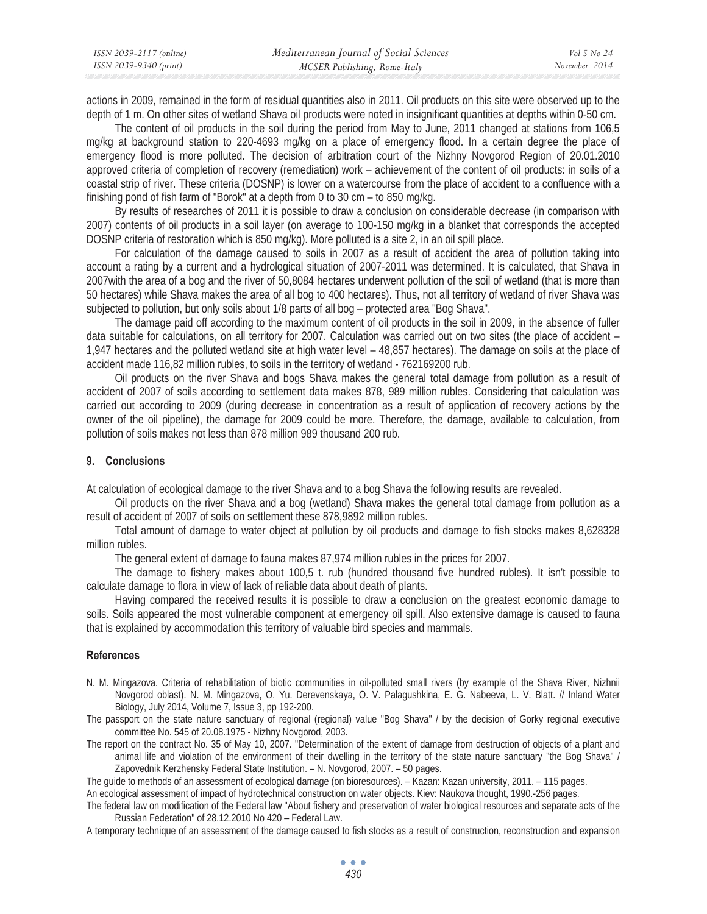actions in 2009, remained in the form of residual quantities also in 2011. Oil products on this site were observed up to the depth of 1 m. On other sites of wetland Shava oil products were noted in insignificant quantities at depths within 0-50 cm.

The content of oil products in the soil during the period from May to June, 2011 changed at stations from 106,5 mg/kg at background station to 220-4693 mg/kg on a place of emergency flood. In a certain degree the place of emergency flood is more polluted. The decision of arbitration court of the Nizhny Novgorod Region of 20.01.2010 approved criteria of completion of recovery (remediation) work – achievement of the content of oil products: in soils of a coastal strip of river. These criteria (DOSNP) is lower on a watercourse from the place of accident to a confluence with a finishing pond of fish farm of "Borok" at a depth from 0 to 30 cm – to 850 mg/kg.

By results of researches of 2011 it is possible to draw a conclusion on considerable decrease (in comparison with 2007) contents of oil products in a soil layer (on average to 100-150 mg/kg in a blanket that corresponds the accepted DOSNP criteria of restoration which is 850 mg/kg). More polluted is a site 2, in an oil spill place.

For calculation of the damage caused to soils in 2007 as a result of accident the area of pollution taking into account a rating by a current and a hydrological situation of 2007-2011 was determined. It is calculated, that Shava in 2007with the area of a bog and the river of 50,8084 hectares underwent pollution of the soil of wetland (that is more than 50 hectares) while Shava makes the area of all bog to 400 hectares). Thus, not all territory of wetland of river Shava was subjected to pollution, but only soils about 1/8 parts of all bog – protected area "Bog Shava".

The damage paid off according to the maximum content of oil products in the soil in 2009, in the absence of fuller data suitable for calculations, on all territory for 2007. Calculation was carried out on two sites (the place of accident – 1,947 hectares and the polluted wetland site at high water level – 48,857 hectares). The damage on soils at the place of accident made 116,82 million rubles, to soils in the territory of wetland - 762169200 rub.

Oil products on the river Shava and bogs Shava makes the general total damage from pollution as a result of accident of 2007 of soils according to settlement data makes 878, 989 million rubles. Considering that calculation was carried out according to 2009 (during decrease in concentration as a result of application of recovery actions by the owner of the oil pipeline), the damage for 2009 could be more. Therefore, the damage, available to calculation, from pollution of soils makes not less than 878 million 989 thousand 200 rub.

## 9. Conclusions

At calculation of ecological damage to the river Shava and to a bog Shava the following results are revealed.

Oil products on the river Shava and a bog (wetland) Shava makes the general total damage from pollution as a result of accident of 2007 of soils on settlement these 878,9892 million rubles.

Total amount of damage to water object at pollution by oil products and damage to fish stocks makes 8,628328 million rubles.

The general extent of damage to fauna makes 87,974 million rubles in the prices for 2007.

The damage to fishery makes about 100,5 t. rub (hundred thousand five hundred rubles). It isn't possible to calculate damage to flora in view of lack of reliable data about death of plants.

Having compared the received results it is possible to draw a conclusion on the greatest economic damage to soils. Soils appeared the most vulnerable component at emergency oil spill. Also extensive damage is caused to fauna that is explained by accommodation this territory of valuable bird species and mammals.

## References

N. M. Mingazova. Criteria of rehabilitation of biotic communities in oil-polluted small rivers (by example of the Shava River, Nizhnii Novgorod oblast). N. M. Mingazova, O. Yu. Derevenskaya, O. V. Palagushkina, E. G. Nabeeva, L. V. Blatt. // Inland Water Biology, July 2014, Volume 7, Issue 3, pp 192-200.

The passport on the state nature sanctuary of regional (regional) value "Bog Shava" / by the decision of Gorky regional executive committee No. 545 of 20.08.1975 - Nizhny Novgorod, 2003.

The report on the contract No. 35 of May 10, 2007. "Determination of the extent of damage from destruction of objects of a plant and animal life and violation of the environment of their dwelling in the territory of the state nature sanctuary "the Bog Shava" / Zapovednik Kerzhensky Federal State Institution. – N. Novgorod, 2007. – 50 pages.

The guide to methods of an assessment of ecological damage (on bioresources). – Kazan: Kazan university, 2011. – 115 pages.

An ecological assessment of impact of hydrotechnical construction on water objects. Kiev: Naukova thought, 1990.-256 pages.

The federal law on modification of the Federal law "About fishering and preservation of water biological resources and separate acts of the Russian Federation" of 28.12.2010 No 420 – Federal Law.

A temporary technique of an assessment of the damage caused to fish stocks as a result of construction, reconstruction and expansion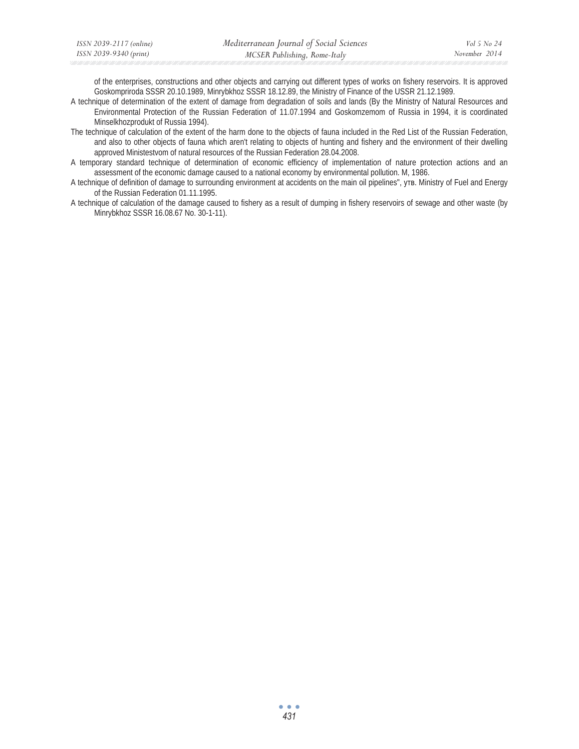of the enterprises, constructions and other objects and carrying out different types of works on fishery reservoirs. It is approved Goskompriroda SSSR 20.10.1989, Minrybkhoz SSSR 18.12.89, the Ministry of Finance of the USSR 21.12.1989.

A technique of determination of the extent of damage from degradation of soils and lands (By the Ministry of Natural Resources and Environmental Protection of the Russian Federation of 11.07.1994 and Goskomzemom of Russia in 1994, it is coordinated Minselkhozprodukt of Russia 1994).

The technique of calculation of the extent of the harm done to the objects of fauna included in the Red List of the Russian Federation, and also to other objects of fauna which aren't relating to objects of hunting and fishery and the environment of their dwelling approved Ministestvom of natural resources of the Russian Federation 28.04.2008.

A temporary standard technique of determination of economic efficiency of implementation of nature protection actions and an assessment of the economic damage caused to a national economy by environmental pollution. M, 1986.

A technique of definition of damage to surrounding environment at accidents on the main oil pipelines", утв. Ministry of Fuel and Energy of the Russian Federation 01.11.1995.

A technique of calculation of the damage caused to fishery as a result of dumping in fishery reservoirs of sewage and other waste (by Minrybkhoz SSSR 16.08.67 No. 30-1-11).